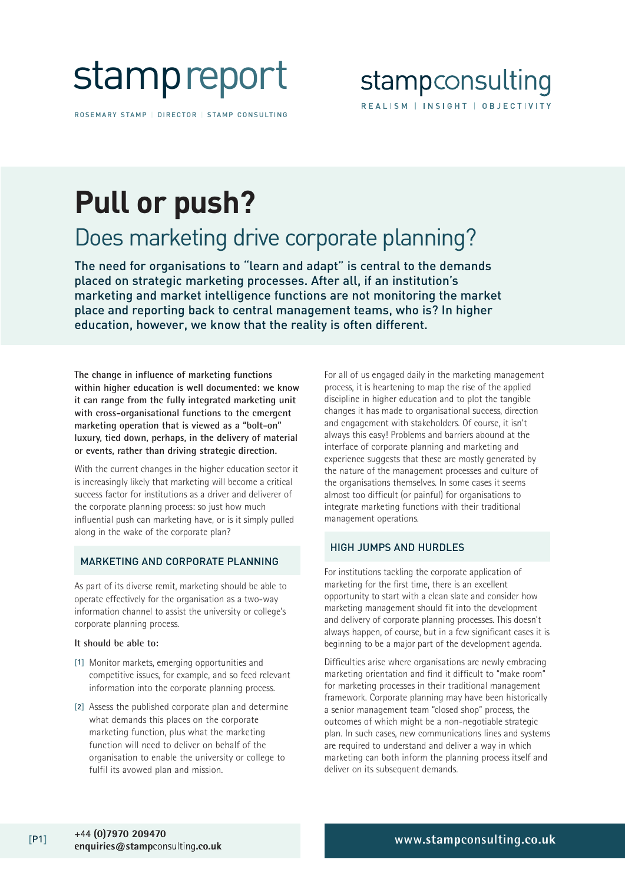stamp report

ROSEMARY STAMP | DIRECTOR | STAMP CONSULTING

stampconsulting

REALISM | INSIGHT | OBJECTIVITY

# Pull or push?

## Does marketing drive corporate planning?

The need for organisations to "learn and adapt" is central to the demands placed on strategic marketing processes. After all, if an institution's marketing and market intelligence functions are not monitoring the market place and reporting back to central management teams, who is? In higher education, however, we know that the reality is often different.

**The change in influence of marketing functions within higher education is well documented: we know it can range from the fully integrated marketing unit with cross-organisational functions to the emergent marketing operation that is viewed as a "bolt-on" luxury, tied down, perhaps, in the delivery of material or events, rather than driving strategic direction.**

With the current changes in the higher education sector it is increasingly likely that marketing will become a critical success factor for institutions as a driver and deliverer of the corporate planning process: so just how much influential push can marketing have, or is it simply pulled along in the wake of the corporate plan?

### MARKETING AND CORPORATE PLANNING

As part of its diverse remit, marketing should be able to operate effectively for the organisation as a two-way information channel to assist the university or college's corporate planning process.

**It should be able to:**

[1] Monitor markets, emerging opportunities and competitive issues, for example, and so feed relevant information into the corporate planning process.

[2] Assess the published corporate plan and determine what demands this places on the corporate marketing function, plus what the marketing function will need to deliver on behalf of the organisation to enable the university or college to fulfil its avowed plan and mission.

For all of us engaged daily in the marketing management process, it is heartening to map the rise of the applied discipline in higher education and to plot the tangible changes it has made to organisational success, direction and engagement with stakeholders. Of course, it isn't always this easy! Problems and barriers abound at the interface of corporate planning and marketing and experience suggests that these are mostly generated by the nature of the management processes and culture of the organisations themselves. In some cases it seems almost too difficult (or painful) for organisations to integrate marketing functions with their traditional management operations.

### HIGH JUMPS AND HURDLES

For institutions tackling the corporate application of marketing for the first time, there is an excellent opportunity to start with a clean slate and consider how marketing management should fit into the development and delivery of corporate planning processes. This doesn't always happen, of course, but in a few significant cases it is beginning to be a major part of the development agenda.

Difficulties arise where organisations are newly embracing marketing orientation and find it difficult to "make room" for marketing processes in their traditional management framework. Corporate planning may have been historically a senior management team "closed shop" process, the outcomes of which might be a non-negotiable strategic plan. In such cases, new communications lines and systems are required to understand and deliver a way in which marketing can both inform the planning process itself and deliver on its subsequent demands.

+44 (0)7970 209470
enquiries@stampconsulting.co.uk

www.stampconsulting.co.uk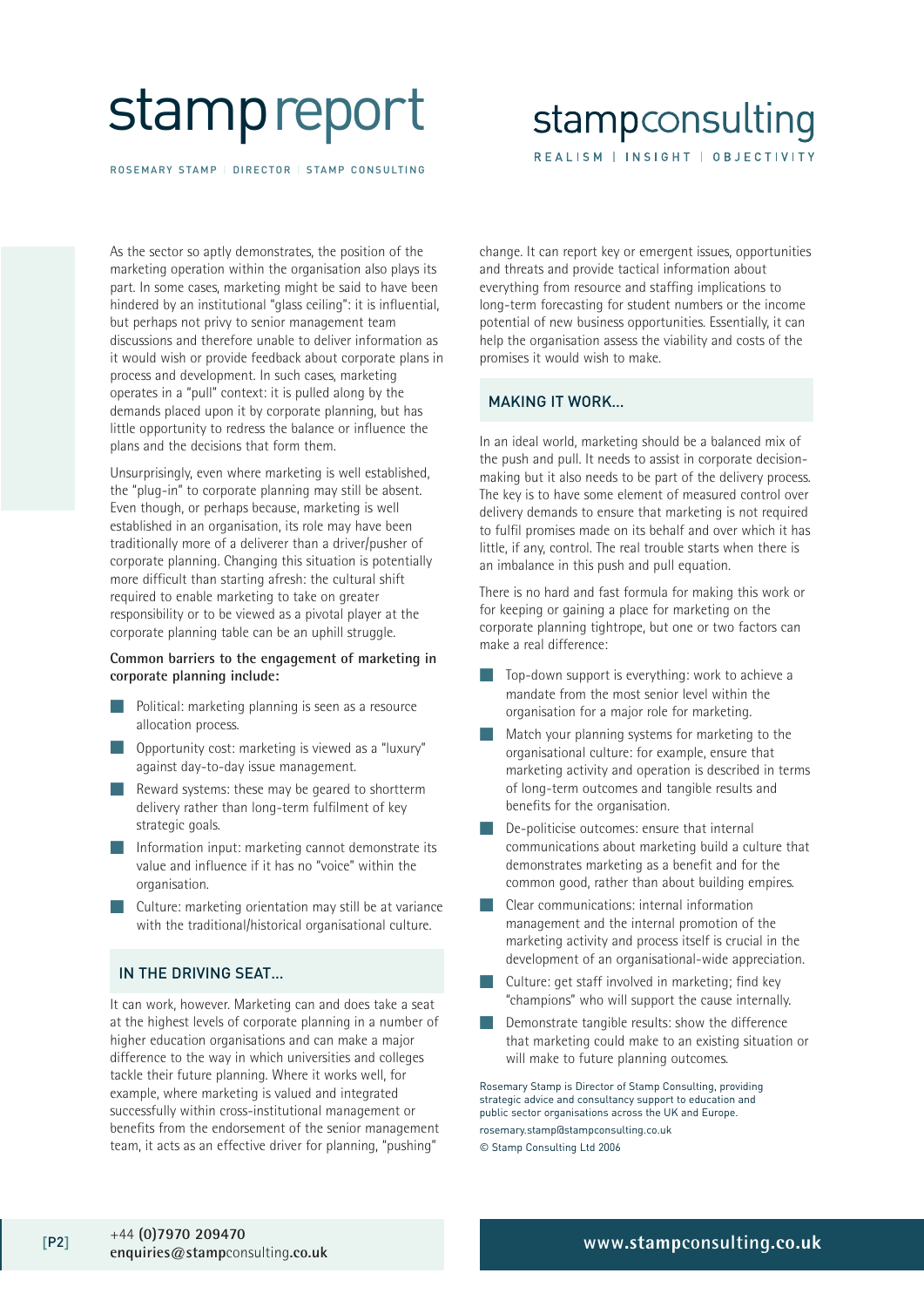As the sector so aptly demonstrates, the position of the marketing operation within the organisation also plays its part. In some cases, marketing might be said to have been hindered by an institutional "glass ceiling": it is influential, but perhaps not privy to senior management team discussions and therefore unable to deliver information as it would wish or provide feedback about corporate plans in process and development. In such cases, marketing operates in a "pull" context: it is pulled along by the demands placed upon it by corporate planning, but has little opportunity to redress the balance or influence the plans and the decisions that form them.

Unsurprisingly, even where marketing is well established, the "plug-in" to corporate planning may still be absent. Even though, or perhaps because, marketing is well established in an organisation, its role may have been traditionally more of a deliverer than a driver/pusher of corporate planning. Changing this situation is potentially more difficult than starting afresh: the cultural shift required to enable marketing to take on greater responsibility or to be viewed as a pivotal player at the corporate planning table can be an uphill struggle.

**Common barriers to the engagement of marketing in corporate planning include:**

- Political: marketing planning is seen as a resource allocation process.
- Opportunity cost: marketing is viewed as a "luxury" against day-to-day issue management.
- Reward systems: these may be geared to shortterm delivery rather than long-term fulfilment of key strategic goals.
- Information input: marketing cannot demonstrate its value and influence if it has no "voice" within the organisation.
- Culture: marketing orientation may still be at variance with the traditional/historical organisational culture.

## IN THE DRIVING SEAT...

It can work, however. Marketing can and does take a seat at the highest levels of corporate planning in a number of higher education organisations and can make a major difference to the way in which universities and colleges tackle their future planning. Where it works well, for example, where marketing is valued and integrated successfully within cross-institutional management or benefits from the endorsement of the senior management team, it acts as an effective driver for planning, "pushing" change. It can report key or emergent issues, opportunities and threats and provide tactical information about everything from resource and staffing implications to long-term forecasting for student numbers or the income potential of new business opportunities. Essentially, it can help the organisation assess the viability and costs of the promises it would wish to make.

## MAKING IT WORK...

In an ideal world, marketing should be a balanced mix of the push and pull. It needs to assist in corporate decision-making but it also needs to be part of the delivery process. The key is to have some element of measured control over delivery demands to ensure that marketing is not required to fulfil promises made on its behalf and over which it has little, if any, control. The real trouble starts when there is an imbalance in this push and pull equation.

There is no hard and fast formula for making this work or for keeping or gaining a place for marketing on the corporate planning tightrope, but one or two factors can make a real difference:

- Top-down support is everything: work to achieve a mandate from the most senior level within the organisation for a major role for marketing.
- Match your planning systems for marketing to the organisational culture: for example, ensure that marketing activity and operation is described in terms of long-term outcomes and tangible results and benefits for the organisation.
- De-politicise outcomes: ensure that internal communications about marketing build a culture that demonstrates marketing as a benefit and for the common good, rather than about building empires.
- Clear communications: internal information management and the internal promotion of the marketing activity and process itself is crucial in the development of an organisational-wide appreciation.
- Culture: get staff involved in marketing; find key "champions" who will support the cause internally.
- Demonstrate tangible results: show the difference that marketing could make to an existing situation or will make to future planning outcomes.

Rosemary Stamp is Director of Stamp Consulting, providing strategic advice and consultancy support to education and public sector organisations across the UK and Europe.

rosemary.stamp@stampconsulting.co.uk

© Stamp Consulting Ltd 2006

+44 (0)7970 209470
enquiries@stampconsulting.co.uk

www.stampconsulting.co.uk